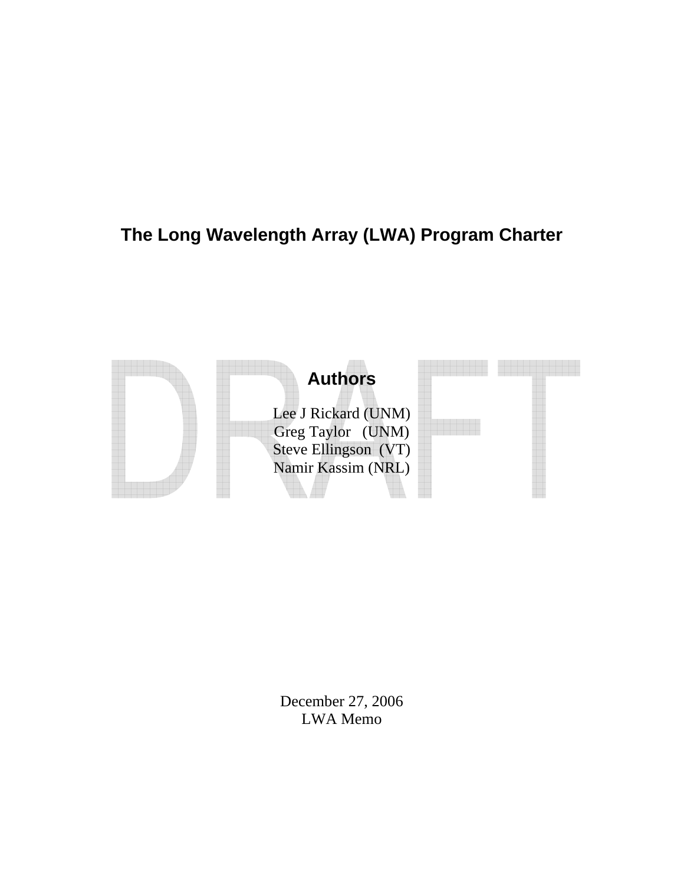# The Long Wavelength Array (LWA) Program Charter

## Authors

Lee J Rickard (UNM)
Greg Taylor (UNM)
Steve Ellingson (VT)
Namir Kassim (NRL)

December 27, 2006
LWA Memo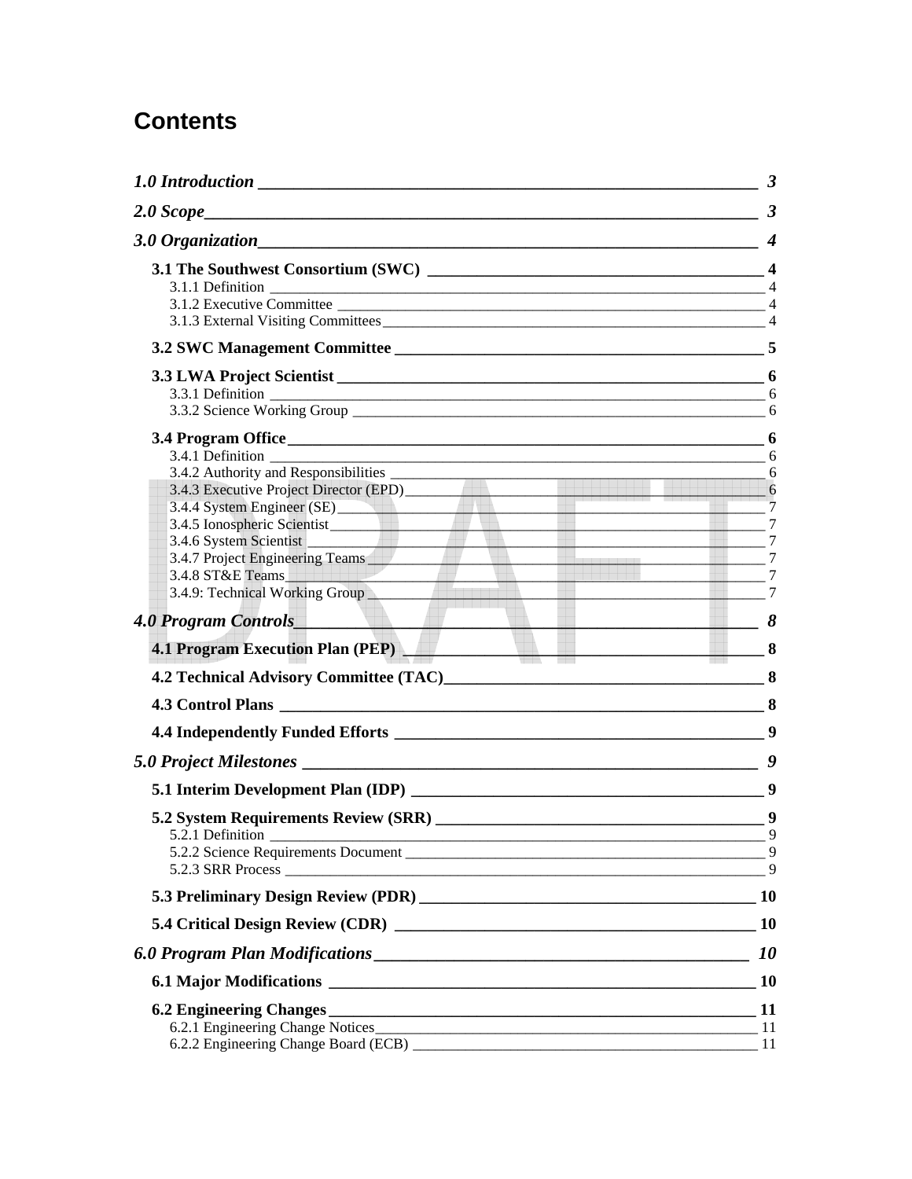# Contents

*1.0 Introduction* ____ *3*

*2.0 Scope* ____ *3*

*3.0 Organization* ____ *4*

**3.1 The Southwest Consortium (SWC)** ____ **4**

3.1.1 Definition ____ 4

3.1.2 Executive Committee ____ 4

3.1.3 External Visiting Committees ____ 4

**3.2 SWC Management Committee** ____ **5**

**3.3 LWA Project Scientist** ____ **6**

3.3.1 Definition ____ 6

3.3.2 Science Working Group ____ 6

**3.4 Program Office** ____ **6**

3.4.1 Definition ____ 6

3.4.2 Authority and Responsibilities ____ 6

3.4.3 Executive Project Director (EPD) ____ 6

3.4.4 System Engineer (SE) ____ 7

3.4.5 Ionospheric Scientist ____ 7

3.4.6 System Scientist ____ 7

3.4.7 Project Engineering Teams ____ 7

3.4.8 ST&E Teams ____ 7

3.4.9: Technical Working Group ____ 7

*4.0 Program Controls* ____ *8*

**4.1 Program Execution Plan (PEP)** ____ **8**

**4.2 Technical Advisory Committee (TAC)** ____ **8**

**4.3 Control Plans** ____ **8**

**4.4 Independently Funded Efforts** ____ **9**

*5.0 Project Milestones* ____ *9*

**5.1 Interim Development Plan (IDP)** ____ **9**

**5.2 System Requirements Review (SRR)** ____ **9**

5.2.1 Definition ____ 9

5.2.2 Science Requirements Document ____ 9

5.2.3 SRR Process ____ 9

**5.3 Preliminary Design Review (PDR)** ____ **10**

**5.4 Critical Design Review (CDR)** ____ **10**

*6.0 Program Plan Modifications* ____ *10*

**6.1 Major Modifications** ____ **10**

**6.2 Engineering Changes** ____ **11**

6.2.1 Engineering Change Notices ____ 11

6.2.2 Engineering Change Board (ECB) ____ 11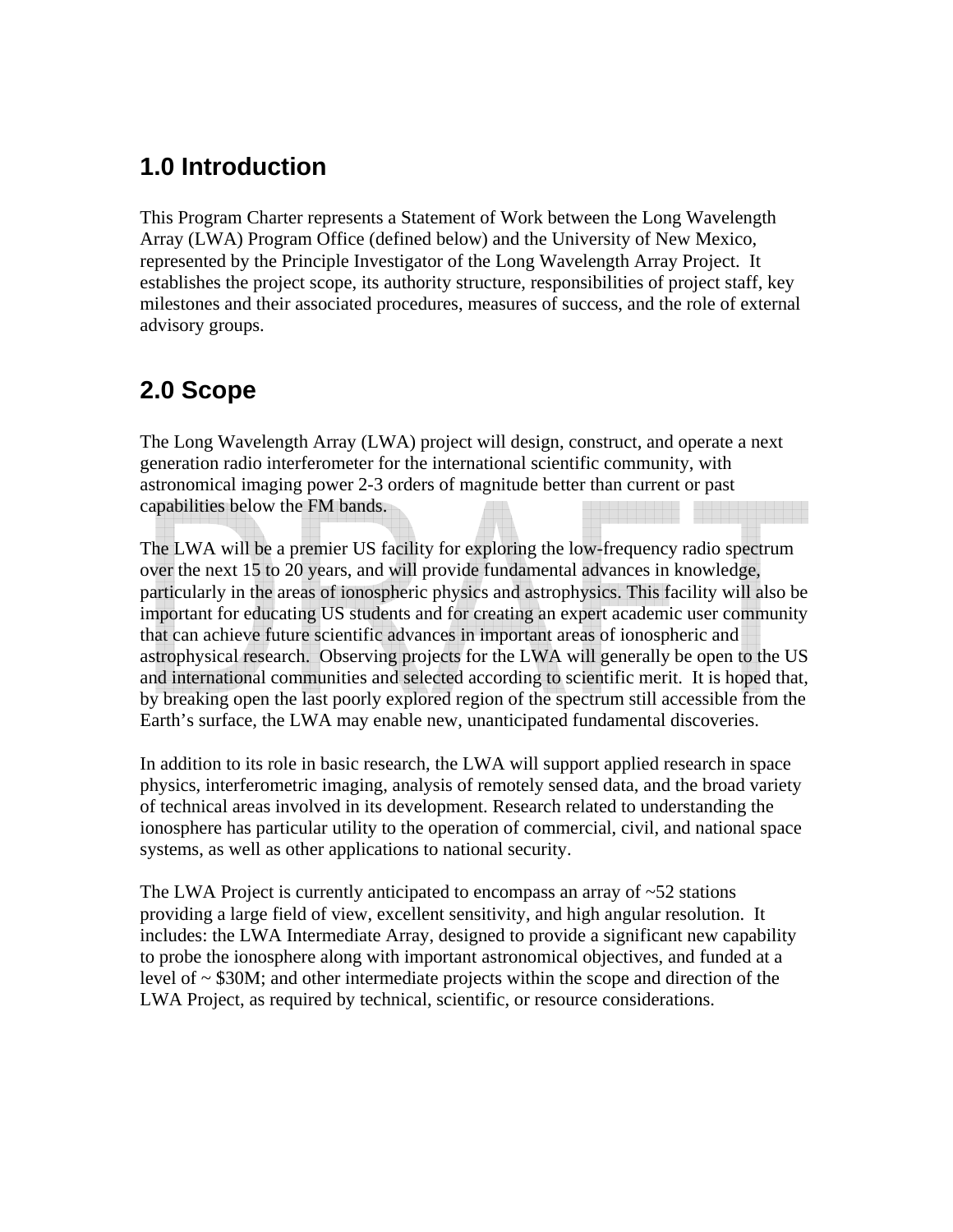## 1.0 Introduction

This Program Charter represents a Statement of Work between the Long Wavelength Array (LWA) Program Office (defined below) and the University of New Mexico, represented by the Principle Investigator of the Long Wavelength Array Project. It establishes the project scope, its authority structure, responsibilities of project staff, key milestones and their associated procedures, measures of success, and the role of external advisory groups.

## 2.0 Scope

The Long Wavelength Array (LWA) project will design, construct, and operate a next generation radio interferometer for the international scientific community, with astronomical imaging power 2-3 orders of magnitude better than current or past capabilities below the FM bands.

The LWA will be a premier US facility for exploring the low-frequency radio spectrum over the next 15 to 20 years, and will provide fundamental advances in knowledge, particularly in the areas of ionospheric physics and astrophysics. This facility will also be important for educating US students and for creating an expert academic user community that can achieve future scientific advances in important areas of ionospheric and astrophysical research. Observing projects for the LWA will generally be open to the US and international communities and selected according to scientific merit. It is hoped that, by breaking open the last poorly explored region of the spectrum still accessible from the Earth's surface, the LWA may enable new, unanticipated fundamental discoveries.

In addition to its role in basic research, the LWA will support applied research in space physics, interferometric imaging, analysis of remotely sensed data, and the broad variety of technical areas involved in its development. Research related to understanding the ionosphere has particular utility to the operation of commercial, civil, and national space systems, as well as other applications to national security.

The LWA Project is currently anticipated to encompass an array of ~52 stations providing a large field of view, excellent sensitivity, and high angular resolution. It includes: the LWA Intermediate Array, designed to provide a significant new capability to probe the ionosphere along with important astronomical objectives, and funded at a level of ~ $30M; and other intermediate projects within the scope and direction of the LWA Project, as required by technical, scientific, or resource considerations.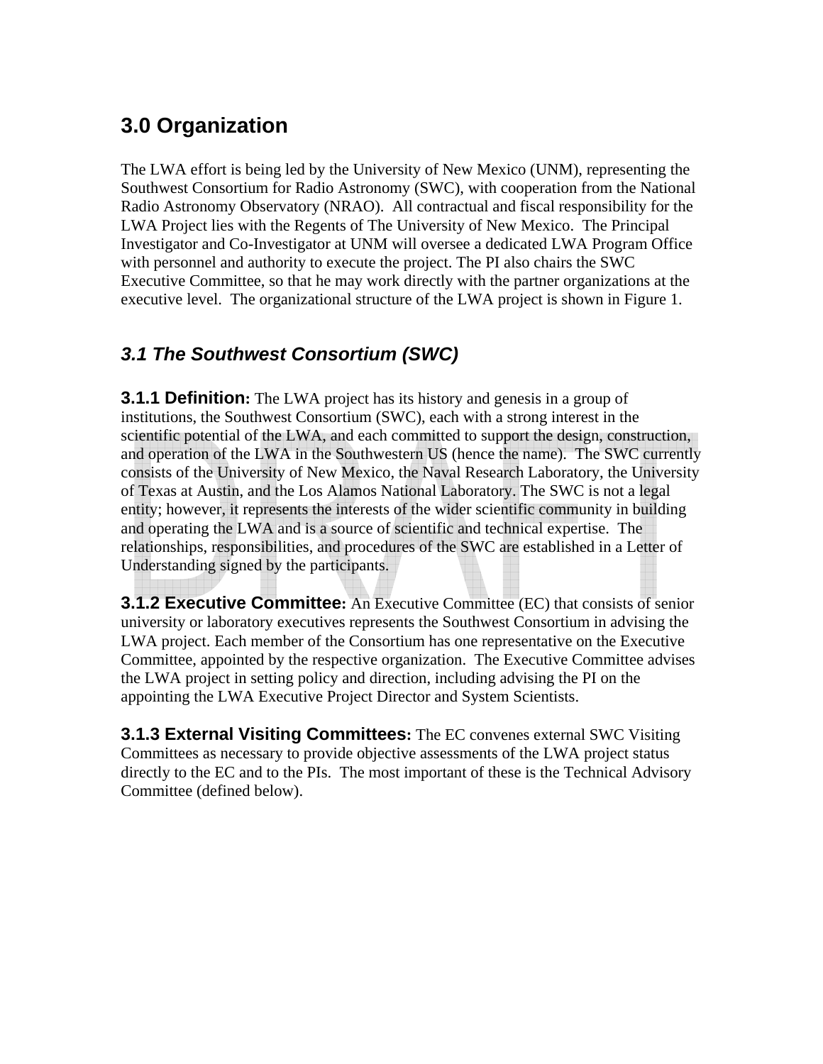## 3.0 Organization

The LWA effort is being led by the University of New Mexico (UNM), representing the Southwest Consortium for Radio Astronomy (SWC), with cooperation from the National Radio Astronomy Observatory (NRAO). All contractual and fiscal responsibility for the LWA Project lies with the Regents of The University of New Mexico. The Principal Investigator and Co-Investigator at UNM will oversee a dedicated LWA Program Office with personnel and authority to execute the project. The PI also chairs the SWC Executive Committee, so that he may work directly with the partner organizations at the executive level. The organizational structure of the LWA project is shown in Figure 1.

### *3.1 The Southwest Consortium (SWC)*

**3.1.1 Definition:** The LWA project has its history and genesis in a group of institutions, the Southwest Consortium (SWC), each with a strong interest in the scientific potential of the LWA, and each committed to support the design, construction, and operation of the LWA in the Southwestern US (hence the name). The SWC currently consists of the University of New Mexico, the Naval Research Laboratory, the University of Texas at Austin, and the Los Alamos National Laboratory. The SWC is not a legal entity; however, it represents the interests of the wider scientific community in building and operating the LWA and is a source of scientific and technical expertise. The relationships, responsibilities, and procedures of the SWC are established in a Letter of Understanding signed by the participants.

**3.1.2 Executive Committee:** An Executive Committee (EC) that consists of senior university or laboratory executives represents the Southwest Consortium in advising the LWA project. Each member of the Consortium has one representative on the Executive Committee, appointed by the respective organization. The Executive Committee advises the LWA project in setting policy and direction, including advising the PI on the appointing the LWA Executive Project Director and System Scientists.

**3.1.3 External Visiting Committees:** The EC convenes external SWC Visiting Committees as necessary to provide objective assessments of the LWA project status directly to the EC and to the PIs. The most important of these is the Technical Advisory Committee (defined below).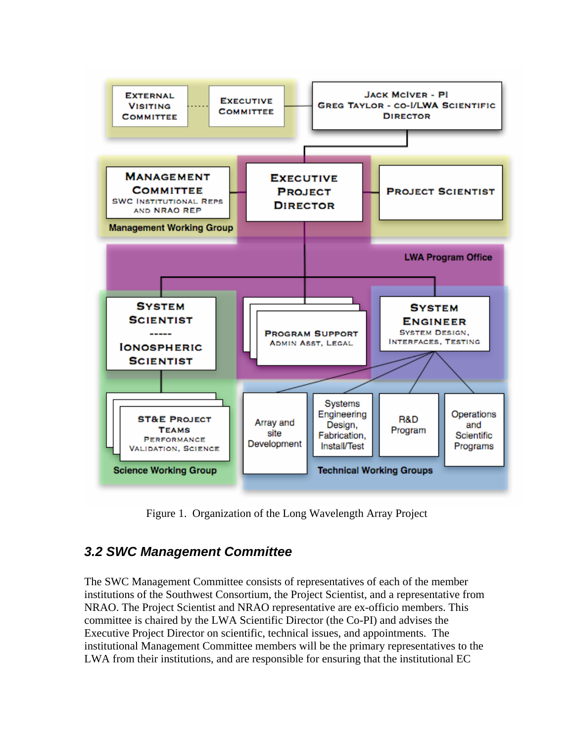Figure 1. Organization of the Long Wavelength Array Project

### *3.2 SWC Management Committee*

The SWC Management Committee consists of representatives of each of the member institutions of the Southwest Consortium, the Project Scientist, and a representative from NRAO. The Project Scientist and NRAO representative are ex-officio members. This committee is chaired by the LWA Scientific Director (the Co-PI) and advises the Executive Project Director on scientific, technical issues, and appointments. The institutional Management Committee members will be the primary representatives to the LWA from their institutions, and are responsible for ensuring that the institutional EC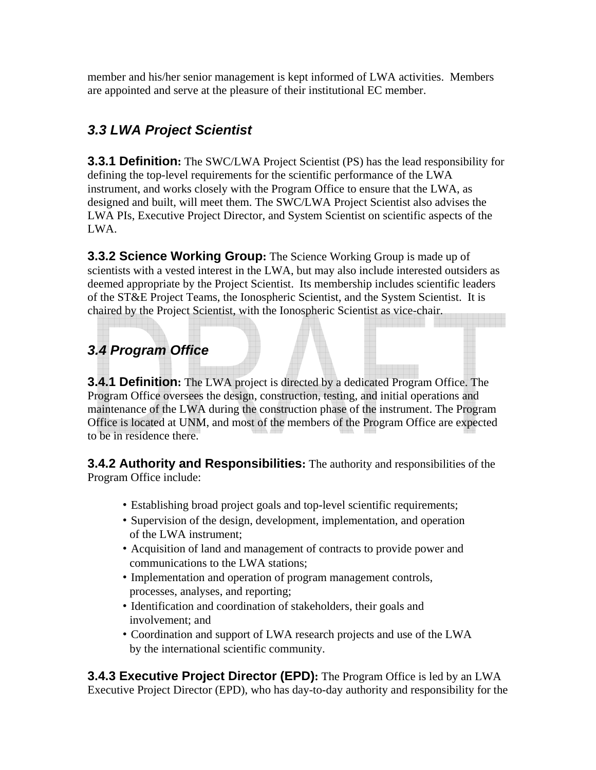member and his/her senior management is kept informed of LWA activities. Members are appointed and serve at the pleasure of their institutional EC member.

## *3.3 LWA Project Scientist*

**3.3.1 Definition:** The SWC/LWA Project Scientist (PS) has the lead responsibility for defining the top-level requirements for the scientific performance of the LWA instrument, and works closely with the Program Office to ensure that the LWA, as designed and built, will meet them. The SWC/LWA Project Scientist also advises the LWA PIs, Executive Project Director, and System Scientist on scientific aspects of the LWA.

**3.3.2 Science Working Group:** The Science Working Group is made up of scientists with a vested interest in the LWA, but may also include interested outsiders as deemed appropriate by the Project Scientist. Its membership includes scientific leaders of the ST&E Project Teams, the Ionospheric Scientist, and the System Scientist. It is chaired by the Project Scientist, with the Ionospheric Scientist as vice-chair.

## *3.4 Program Office*

**3.4.1 Definition:** The LWA project is directed by a dedicated Program Office. The Program Office oversees the design, construction, testing, and initial operations and maintenance of the LWA during the construction phase of the instrument. The Program Office is located at UNM, and most of the members of the Program Office are expected to be in residence there.

**3.4.2 Authority and Responsibilities:** The authority and responsibilities of the Program Office include:

- Establishing broad project goals and top-level scientific requirements;
- Supervision of the design, development, implementation, and operation of the LWA instrument;
- Acquisition of land and management of contracts to provide power and communications to the LWA stations;
- Implementation and operation of program management controls, processes, analyses, and reporting;
- Identification and coordination of stakeholders, their goals and involvement; and
- Coordination and support of LWA research projects and use of the LWA by the international scientific community.

**3.4.3 Executive Project Director (EPD):** The Program Office is led by an LWA Executive Project Director (EPD), who has day-to-day authority and responsibility for the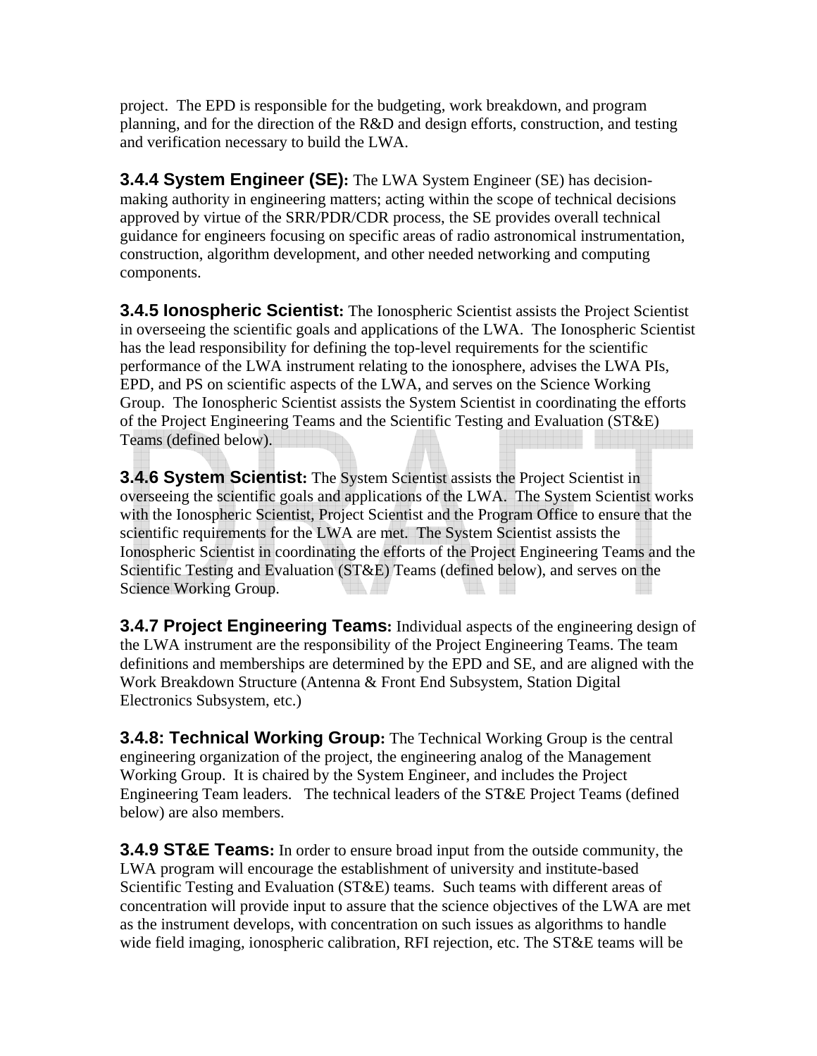project. The EPD is responsible for the budgeting, work breakdown, and program planning, and for the direction of the R&D and design efforts, construction, and testing and verification necessary to build the LWA.

**3.4.4 System Engineer (SE):** The LWA System Engineer (SE) has decision-making authority in engineering matters; acting within the scope of technical decisions approved by virtue of the SRR/PDR/CDR process, the SE provides overall technical guidance for engineers focusing on specific areas of radio astronomical instrumentation, construction, algorithm development, and other needed networking and computing components.

**3.4.5 Ionospheric Scientist:** The Ionospheric Scientist assists the Project Scientist in overseeing the scientific goals and applications of the LWA. The Ionospheric Scientist has the lead responsibility for defining the top-level requirements for the scientific performance of the LWA instrument relating to the ionosphere, advises the LWA PIs, EPD, and PS on scientific aspects of the LWA, and serves on the Science Working Group. The Ionospheric Scientist assists the System Scientist in coordinating the efforts of the Project Engineering Teams and the Scientific Testing and Evaluation (ST&E) Teams (defined below).

**3.4.6 System Scientist:** The System Scientist assists the Project Scientist in overseeing the scientific goals and applications of the LWA. The System Scientist works with the Ionospheric Scientist, Project Scientist and the Program Office to ensure that the scientific requirements for the LWA are met. The System Scientist assists the Ionospheric Scientist in coordinating the efforts of the Project Engineering Teams and the Scientific Testing and Evaluation (ST&E) Teams (defined below), and serves on the Science Working Group.

**3.4.7 Project Engineering Teams:** Individual aspects of the engineering design of the LWA instrument are the responsibility of the Project Engineering Teams. The team definitions and memberships are determined by the EPD and SE, and are aligned with the Work Breakdown Structure (Antenna & Front End Subsystem, Station Digital Electronics Subsystem, etc.)

**3.4.8: Technical Working Group:** The Technical Working Group is the central engineering organization of the project, the engineering analog of the Management Working Group. It is chaired by the System Engineer, and includes the Project Engineering Team leaders. The technical leaders of the ST&E Project Teams (defined below) are also members.

**3.4.9 ST&E Teams:** In order to ensure broad input from the outside community, the LWA program will encourage the establishment of university and institute-based Scientific Testing and Evaluation (ST&E) teams. Such teams with different areas of concentration will provide input to assure that the science objectives of the LWA are met as the instrument develops, with concentration on such issues as algorithms to handle wide field imaging, ionospheric calibration, RFI rejection, etc. The ST&E teams will be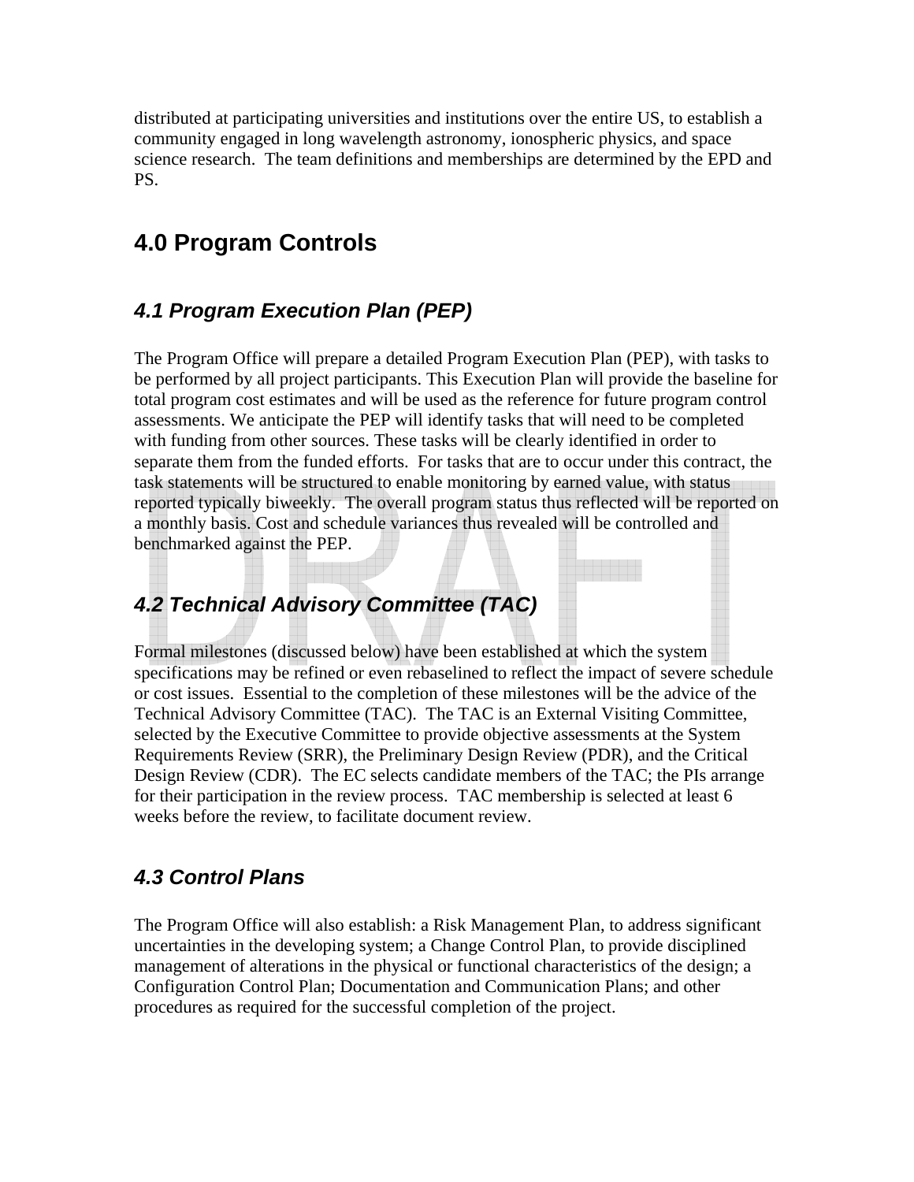distributed at participating universities and institutions over the entire US, to establish a community engaged in long wavelength astronomy, ionospheric physics, and space science research. The team definitions and memberships are determined by the EPD and PS.

# 4.0 Program Controls

## 4.1 Program Execution Plan (PEP)

The Program Office will prepare a detailed Program Execution Plan (PEP), with tasks to be performed by all project participants. This Execution Plan will provide the baseline for total program cost estimates and will be used as the reference for future program control assessments. We anticipate the PEP will identify tasks that will need to be completed with funding from other sources. These tasks will be clearly identified in order to separate them from the funded efforts. For tasks that are to occur under this contract, the task statements will be structured to enable monitoring by earned value, with status reported typically biweekly. The overall program status thus reflected will be reported on a monthly basis. Cost and schedule variances thus revealed will be controlled and benchmarked against the PEP.

## 4.2 Technical Advisory Committee (TAC)

Formal milestones (discussed below) have been established at which the system specifications may be refined or even rebaselined to reflect the impact of severe schedule or cost issues. Essential to the completion of these milestones will be the advice of the Technical Advisory Committee (TAC). The TAC is an External Visiting Committee, selected by the Executive Committee to provide objective assessments at the System Requirements Review (SRR), the Preliminary Design Review (PDR), and the Critical Design Review (CDR). The EC selects candidate members of the TAC; the PIs arrange for their participation in the review process. TAC membership is selected at least 6 weeks before the review, to facilitate document review.

## 4.3 Control Plans

The Program Office will also establish: a Risk Management Plan, to address significant uncertainties in the developing system; a Change Control Plan, to provide disciplined management of alterations in the physical or functional characteristics of the design; a Configuration Control Plan; Documentation and Communication Plans; and other procedures as required for the successful completion of the project.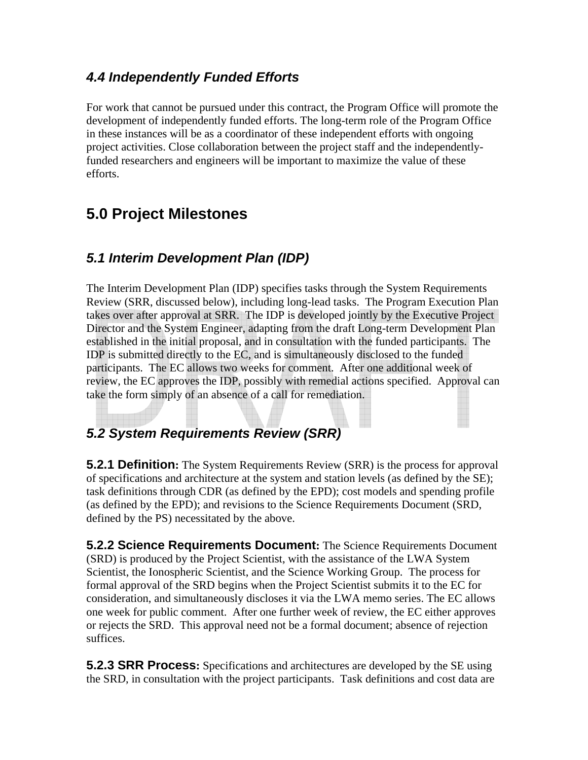### *4.4 Independently Funded Efforts*

For work that cannot be pursued under this contract, the Program Office will promote the development of independently funded efforts. The long-term role of the Program Office in these instances will be as a coordinator of these independent efforts with ongoing project activities. Close collaboration between the project staff and the independently-funded researchers and engineers will be important to maximize the value of these efforts.

## 5.0 Project Milestones

### *5.1 Interim Development Plan (IDP)*

The Interim Development Plan (IDP) specifies tasks through the System Requirements Review (SRR, discussed below), including long-lead tasks. The Program Execution Plan takes over after approval at SRR. The IDP is developed jointly by the Executive Project Director and the System Engineer, adapting from the draft Long-term Development Plan established in the initial proposal, and in consultation with the funded participants. The IDP is submitted directly to the EC, and is simultaneously disclosed to the funded participants. The EC allows two weeks for comment. After one additional week of review, the EC approves the IDP, possibly with remedial actions specified. Approval can take the form simply of an absence of a call for remediation.

### *5.2 System Requirements Review (SRR)*

**5.2.1 Definition:** The System Requirements Review (SRR) is the process for approval of specifications and architecture at the system and station levels (as defined by the SE); task definitions through CDR (as defined by the EPD); cost models and spending profile (as defined by the EPD); and revisions to the Science Requirements Document (SRD, defined by the PS) necessitated by the above.

**5.2.2 Science Requirements Document:** The Science Requirements Document (SRD) is produced by the Project Scientist, with the assistance of the LWA System Scientist, the Ionospheric Scientist, and the Science Working Group. The process for formal approval of the SRD begins when the Project Scientist submits it to the EC for consideration, and simultaneously discloses it via the LWA memo series. The EC allows one week for public comment. After one further week of review, the EC either approves or rejects the SRD. This approval need not be a formal document; absence of rejection suffices.

**5.2.3 SRR Process:** Specifications and architectures are developed by the SE using the SRD, in consultation with the project participants. Task definitions and cost data are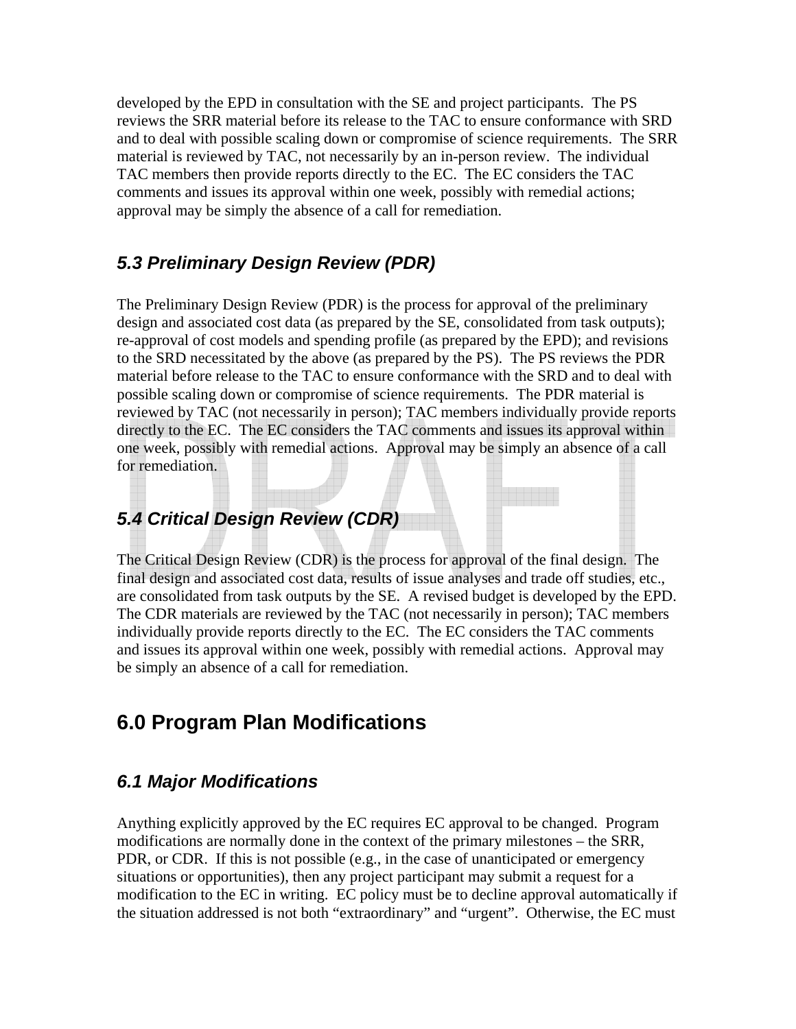developed by the EPD in consultation with the SE and project participants. The PS reviews the SRR material before its release to the TAC to ensure conformance with SRD and to deal with possible scaling down or compromise of science requirements. The SRR material is reviewed by TAC, not necessarily by an in-person review. The individual TAC members then provide reports directly to the EC. The EC considers the TAC comments and issues its approval within one week, possibly with remedial actions; approval may be simply the absence of a call for remediation.

### *5.3 Preliminary Design Review (PDR)*

The Preliminary Design Review (PDR) is the process for approval of the preliminary design and associated cost data (as prepared by the SE, consolidated from task outputs); re-approval of cost models and spending profile (as prepared by the EPD); and revisions to the SRD necessitated by the above (as prepared by the PS). The PS reviews the PDR material before release to the TAC to ensure conformance with the SRD and to deal with possible scaling down or compromise of science requirements. The PDR material is reviewed by TAC (not necessarily in person); TAC members individually provide reports directly to the EC. The EC considers the TAC comments and issues its approval within one week, possibly with remedial actions. Approval may be simply an absence of a call for remediation.

### *5.4 Critical Design Review (CDR)*

The Critical Design Review (CDR) is the process for approval of the final design. The final design and associated cost data, results of issue analyses and trade off studies, etc., are consolidated from task outputs by the SE. A revised budget is developed by the EPD. The CDR materials are reviewed by the TAC (not necessarily in person); TAC members individually provide reports directly to the EC. The EC considers the TAC comments and issues its approval within one week, possibly with remedial actions. Approval may be simply an absence of a call for remediation.

## 6.0 Program Plan Modifications

### *6.1 Major Modifications*

Anything explicitly approved by the EC requires EC approval to be changed. Program modifications are normally done in the context of the primary milestones – the SRR, PDR, or CDR. If this is not possible (e.g., in the case of unanticipated or emergency situations or opportunities), then any project participant may submit a request for a modification to the EC in writing. EC policy must be to decline approval automatically if the situation addressed is not both "extraordinary" and "urgent". Otherwise, the EC must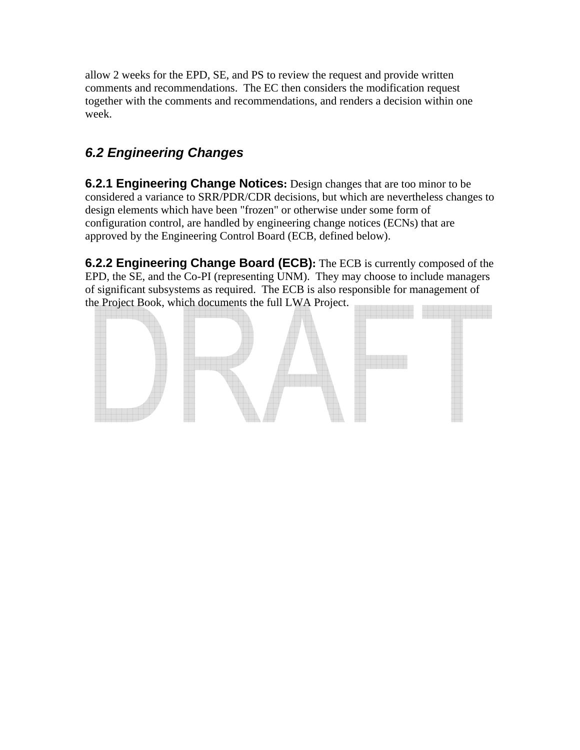allow 2 weeks for the EPD, SE, and PS to review the request and provide written comments and recommendations. The EC then considers the modification request together with the comments and recommendations, and renders a decision within one week.

## *6.2 Engineering Changes*

**6.2.1 Engineering Change Notices:** Design changes that are too minor to be considered a variance to SRR/PDR/CDR decisions, but which are nevertheless changes to design elements which have been "frozen" or otherwise under some form of configuration control, are handled by engineering change notices (ECNs) that are approved by the Engineering Control Board (ECB, defined below).

**6.2.2 Engineering Change Board (ECB):** The ECB is currently composed of the EPD, the SE, and the Co-PI (representing UNM). They may choose to include managers of significant subsystems as required. The ECB is also responsible for management of the Project Book, which documents the full LWA Project.